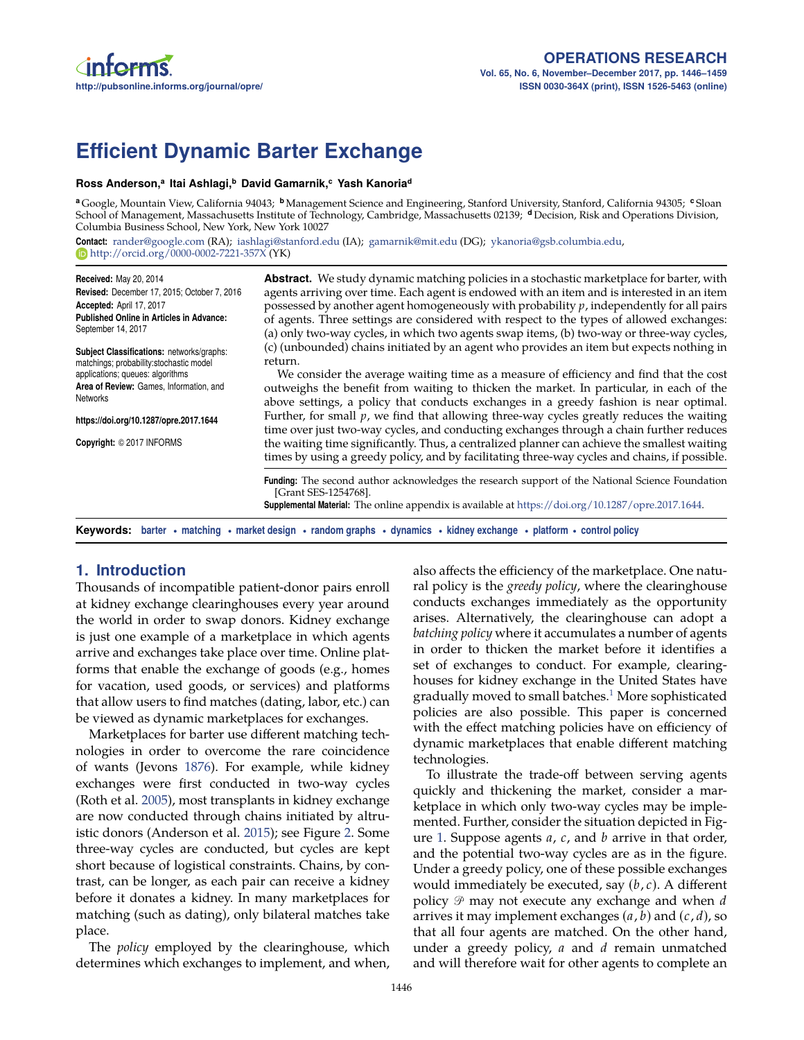# Efficient Dynamic Barter Exchange

**Ross Anderson,[a] Itai Ashlagi,[b] David Gamarnik,[c] Yash Kanoria[d]**

[a] Google, Mountain View, California 94043; [b] Management Science and Engineering, Stanford University, Stanford, California 94305; [c] Sloan School of Management, Massachusetts Institute of Technology, Cambridge, Massachusetts 02139; [d] Decision, Risk and Operations Division, Columbia Business School, New York, New York 10027

**Contact:** rander@google.com (RA); iashlagi@stanford.edu (IA); gamarnik@mit.edu (DG); ykanoria@gsb.columbia.edu, http://orcid.org/0000-0002-7221-357X (YK)

**Received:** May 20, 2014
**Revised:** December 17, 2015; October 7, 2016
**Accepted:** April 17, 2017
**Published Online in Articles in Advance:** September 14, 2017

**Subject Classifications:** networks/graphs: matchings; probability:stochastic model applications; queues: algorithms
**Area of Review:** Games, Information, and Networks

https://doi.org/10.1287/opre.2017.1644

**Copyright:** © 2017 INFORMS

**Abstract.** We study dynamic matching policies in a stochastic marketplace for barter, with agents arriving over time. Each agent is endowed with an item and is interested in an item possessed by another agent homogeneously with probability $p$, independently for all pairs of agents. Three settings are considered with respect to the types of allowed exchanges: (a) only two-way cycles, in which two agents swap items, (b) two-way or three-way cycles, (c) (unbounded) chains initiated by an agent who provides an item but expects nothing in return.

We consider the average waiting time as a measure of efficiency and find that the cost outweighs the benefit from waiting to thicken the market. In particular, in each of the above settings, a policy that conducts exchanges in a greedy fashion is near optimal. Further, for small $p$, we find that allowing three-way cycles greatly reduces the waiting time over just two-way cycles, and conducting exchanges through a chain further reduces the waiting time significantly. Thus, a centralized planner can achieve the smallest waiting times by using a greedy policy, and by facilitating three-way cycles and chains, if possible.

**Funding:** The second author acknowledges the research support of the National Science Foundation [Grant SES-1254768].
**Supplemental Material:** The online appendix is available at https://doi.org/10.1287/opre.2017.1644.

**Keywords:** barter • matching • market design • random graphs • dynamics • kidney exchange • platform • control policy

## 1. Introduction

Thousands of incompatible patient-donor pairs enroll at kidney exchange clearinghouses every year around the world in order to swap donors. Kidney exchange is just one example of a marketplace in which agents arrive and exchanges take place over time. Online platforms that enable the exchange of goods (e.g., homes for vacation, used goods, or services) and platforms that allow users to find matches (dating, labor, etc.) can be viewed as dynamic marketplaces for exchanges.

Marketplaces for barter use different matching technologies in order to overcome the rare coincidence of wants (Jevons 1876). For example, while kidney exchanges were first conducted in two-way cycles (Roth et al. 2005), most transplants in kidney exchange are now conducted through chains initiated by altruistic donors (Anderson et al. 2015); see Figure 2. Some three-way cycles are conducted, but cycles are kept short because of logistical constraints. Chains, by contrast, can be longer, as each pair can receive a kidney before it donates a kidney. In many marketplaces for matching (such as dating), only bilateral matches take place.

The *policy* employed by the clearinghouse, which determines which exchanges to implement, and when, also affects the efficiency of the marketplace. One natural policy is the *greedy policy*, where the clearinghouse conducts exchanges immediately as the opportunity arises. Alternatively, the clearinghouse can adopt a *batching policy* where it accumulates a number of agents in order to thicken the market before it identifies a set of exchanges to conduct. For example, clearinghouses for kidney exchange in the United States have gradually moved to small batches.[1] More sophisticated policies are also possible. This paper is concerned with the effect matching policies have on efficiency of dynamic marketplaces that enable different matching technologies.

To illustrate the trade-off between serving agents quickly and thickening the market, consider a marketplace in which only two-way cycles may be implemented. Further, consider the situation depicted in Figure 1. Suppose agents $a$, $c$, and $b$ arrive in that order, and the potential two-way cycles are as in the figure. Under a greedy policy, one of these possible exchanges would immediately be executed, say $(b, c)$. A different policy $\mathscr{P}$ may not execute any exchange and when $d$ arrives it may implement exchanges $(a, b)$ and $(c, d)$, so that all four agents are matched. On the other hand, under a greedy policy, $a$ and $d$ remain unmatched and will therefore wait for other agents to complete an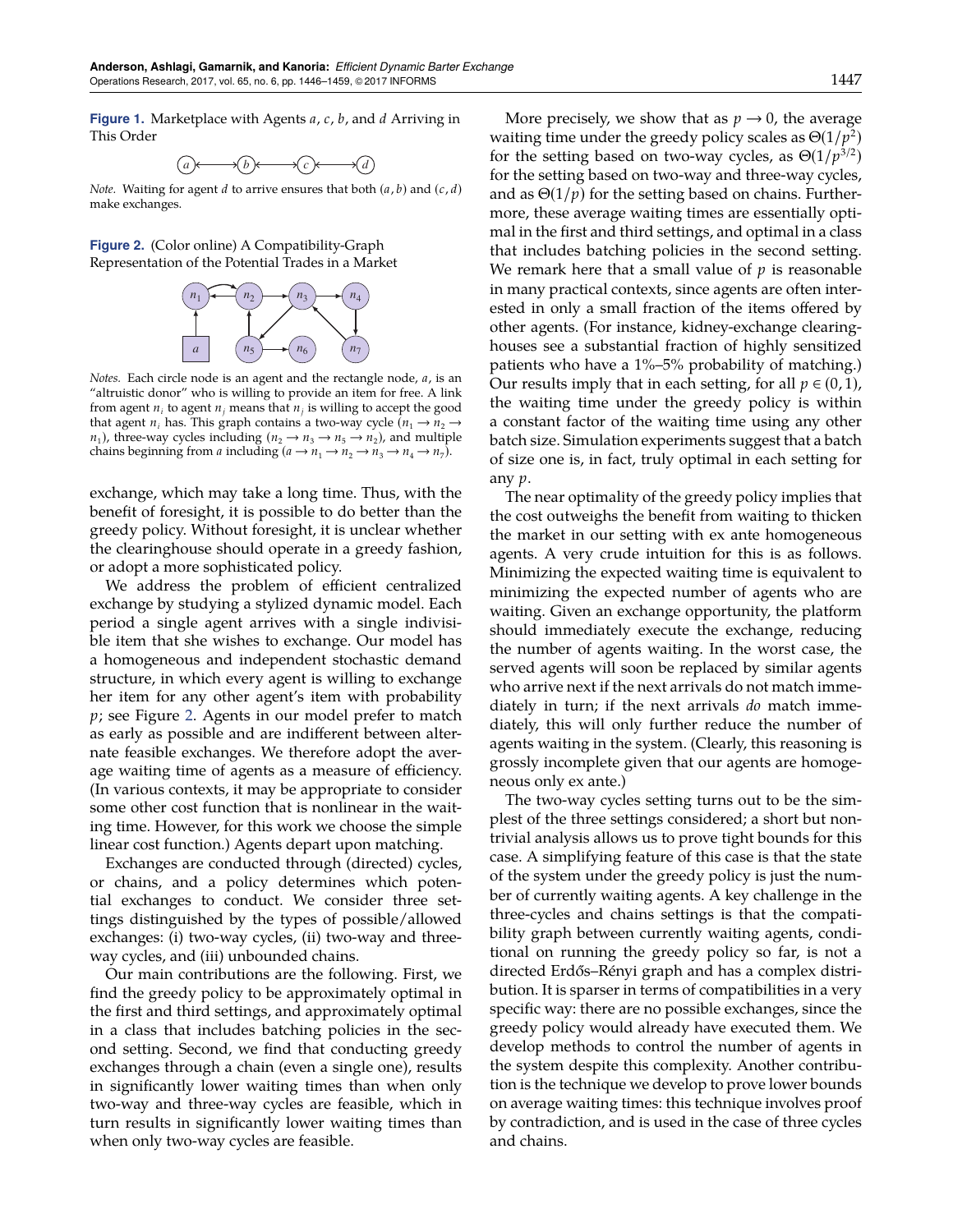**Figure 1.** Marketplace with Agents $a$, $c$, $b$, and $d$ Arriving in This Order

*Note.* Waiting for agent $d$ to arrive ensures that both $(a, b)$ and $(c, d)$ make exchanges.

**Figure 2.** (Color online) A Compatibility-Graph Representation of the Potential Trades in a Market

*Notes.* Each circle node is an agent and the rectangle node, $a$, is an "altruistic donor" who is willing to provide an item for free. A link from agent $n_i$ to agent $n_j$ means that $n_j$ is willing to accept the good that agent $n_i$ has. This graph contains a two-way cycle ($n_1 \to n_2 \to n_1$), three-way cycles including ($n_2 \to n_3 \to n_5 \to n_2$), and multiple chains beginning from $a$ including ($a \to n_1 \to n_2 \to n_3 \to n_4 \to n_7$).

exchange, which may take a long time. Thus, with the benefit of foresight, it is possible to do better than the greedy policy. Without foresight, it is unclear whether the clearinghouse should operate in a greedy fashion, or adopt a more sophisticated policy.

We address the problem of efficient centralized exchange by studying a stylized dynamic model. Each period a single agent arrives with a single indivisible item that she wishes to exchange. Our model has a homogeneous and independent stochastic demand structure, in which every agent is willing to exchange her item for any other agent's item with probability $p$; see Figure 2. Agents in our model prefer to match as early as possible and are indifferent between alternate feasible exchanges. We therefore adopt the average waiting time of agents as a measure of efficiency. (In various contexts, it may be appropriate to consider some other cost function that is nonlinear in the waiting time. However, for this work we choose the simple linear cost function.) Agents depart upon matching.

Exchanges are conducted through (directed) cycles, or chains, and a policy determines which potential exchanges to conduct. We consider three settings distinguished by the types of possible/allowed exchanges: (i) two-way cycles, (ii) two-way and three-way cycles, and (iii) unbounded chains.

Our main contributions are the following. First, we find the greedy policy to be approximately optimal in the first and third settings, and approximately optimal in a class that includes batching policies in the second setting. Second, we find that conducting greedy exchanges through a chain (even a single one), results in significantly lower waiting times than when only two-way and three-way cycles are feasible, which in turn results in significantly lower waiting times than when only two-way cycles are feasible.

More precisely, we show that as $p \to 0$, the average waiting time under the greedy policy scales as $\Theta(1/p^2)$ for the setting based on two-way cycles, as $\Theta(1/p^{3/2})$ for the setting based on two-way and three-way cycles, and as $\Theta(1/p)$ for the setting based on chains. Furthermore, these average waiting times are essentially optimal in the first and third settings, and optimal in a class that includes batching policies in the second setting. We remark here that a small value of $p$ is reasonable in many practical contexts, since agents are often interested in only a small fraction of the items offered by other agents. (For instance, kidney-exchange clearinghouses see a substantial fraction of highly sensitized patients who have a 1%–5% probability of matching.) Our results imply that in each setting, for all $p \in (0, 1)$, the waiting time under the greedy policy is within a constant factor of the waiting time using any other batch size. Simulation experiments suggest that a batch of size one is, in fact, truly optimal in each setting for any $p$.

The near optimality of the greedy policy implies that the cost outweighs the benefit from waiting to thicken the market in our setting with ex ante homogeneous agents. A very crude intuition for this is as follows. Minimizing the expected waiting time is equivalent to minimizing the expected number of agents who are waiting. Given an exchange opportunity, the platform should immediately execute the exchange, reducing the number of agents waiting. In the worst case, the served agents will soon be replaced by similar agents who arrive next if the next arrivals do not match immediately in turn; if the next arrivals *do* match immediately, this will only further reduce the number of agents waiting in the system. (Clearly, this reasoning is grossly incomplete given that our agents are homogeneous only ex ante.)

The two-way cycles setting turns out to be the simplest of the three settings considered; a short but nontrivial analysis allows us to prove tight bounds for this case. A simplifying feature of this case is that the state of the system under the greedy policy is just the number of currently waiting agents. A key challenge in the three-cycles and chains settings is that the compatibility graph between currently waiting agents, conditional on running the greedy policy so far, is not a directed Erdős–Rényi graph and has a complex distribution. It is sparser in terms of compatibilities in a very specific way: there are no possible exchanges, since the greedy policy would already have executed them. We develop methods to control the number of agents in the system despite this complexity. Another contribution is the technique we develop to prove lower bounds on average waiting times: this technique involves proof by contradiction, and is used in the case of three cycles and chains.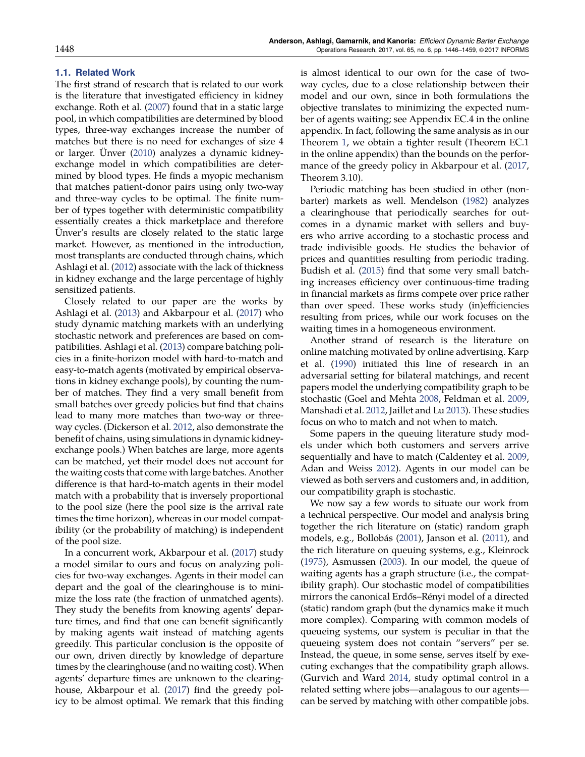### 1.1. Related Work

The first strand of research that is related to our work is the literature that investigated efficiency in kidney exchange. Roth et al. (2007) found that in a static large pool, in which compatibilities are determined by blood types, three-way exchanges increase the number of matches but there is no need for exchanges of size 4 or larger. Ünver (2010) analyzes a dynamic kidney-exchange model in which compatibilities are determined by blood types. He finds a myopic mechanism that matches patient-donor pairs using only two-way and three-way cycles to be optimal. The finite number of types together with deterministic compatibility essentially creates a thick marketplace and therefore Ünver's results are closely related to the static large market. However, as mentioned in the introduction, most transplants are conducted through chains, which Ashlagi et al. (2012) associate with the lack of thickness in kidney exchange and the large percentage of highly sensitized patients.

Closely related to our paper are the works by Ashlagi et al. (2013) and Akbarpour et al. (2017) who study dynamic matching markets with an underlying stochastic network and preferences are based on compatibilities. Ashlagi et al. (2013) compare batching policies in a finite-horizon model with hard-to-match and easy-to-match agents (motivated by empirical observations in kidney exchange pools), by counting the number of matches. They find a very small benefit from small batches over greedy policies but find that chains lead to many more matches than two-way or three-way cycles. (Dickerson et al. 2012, also demonstrate the benefit of chains, using simulations in dynamic kidney-exchange pools.) When batches are large, more agents can be matched, yet their model does not account for the waiting costs that come with large batches. Another difference is that hard-to-match agents in their model match with a probability that is inversely proportional to the pool size (here the pool size is the arrival rate times the time horizon), whereas in our model compatibility (or the probability of matching) is independent of the pool size.

In a concurrent work, Akbarpour et al. (2017) study a model similar to ours and focus on analyzing policies for two-way exchanges. Agents in their model can depart and the goal of the clearinghouse is to minimize the loss rate (the fraction of unmatched agents). They study the benefits from knowing agents' departure times, and find that one can benefit significantly by making agents wait instead of matching agents greedily. This particular conclusion is the opposite of our own, driven directly by knowledge of departure times by the clearinghouse (and no waiting cost). When agents' departure times are unknown to the clearinghouse, Akbarpour et al. (2017) find the greedy policy to be almost optimal. We remark that this finding is almost identical to our own for the case of two-way cycles, due to a close relationship between their model and our own, since in both formulations the objective translates to minimizing the expected number of agents waiting; see Appendix EC.4 in the online appendix. In fact, following the same analysis as in our Theorem 1, we obtain a tighter result (Theorem EC.1 in the online appendix) than the bounds on the performance of the greedy policy in Akbarpour et al. (2017, Theorem 3.10).

Periodic matching has been studied in other (non-barter) markets as well. Mendelson (1982) analyzes a clearinghouse that periodically searches for outcomes in a dynamic market with sellers and buyers who arrive according to a stochastic process and trade indivisible goods. He studies the behavior of prices and quantities resulting from periodic trading. Budish et al. (2015) find that some very small batching increases efficiency over continuous-time trading in financial markets as firms compete over price rather than over speed. These works study (in)efficiencies resulting from prices, while our work focuses on the waiting times in a homogeneous environment.

Another strand of research is the literature on online matching motivated by online advertising. Karp et al. (1990) initiated this line of research in an adversarial setting for bilateral matchings, and recent papers model the underlying compatibility graph to be stochastic (Goel and Mehta 2008, Feldman et al. 2009, Manshadi et al. 2012, Jaillet and Lu 2013). These studies focus on who to match and not when to match.

Some papers in the queuing literature study models under which both customers and servers arrive sequentially and have to match (Caldentey et al. 2009, Adan and Weiss 2012). Agents in our model can be viewed as both servers and customers and, in addition, our compatibility graph is stochastic.

We now say a few words to situate our work from a technical perspective. Our model and analysis bring together the rich literature on (static) random graph models, e.g., Bollobás (2001), Janson et al. (2011), and the rich literature on queuing systems, e.g., Kleinrock (1975), Asmussen (2003). In our model, the queue of waiting agents has a graph structure (i.e., the compatibility graph). Our stochastic model of compatibilities mirrors the canonical Erdős–Rényi model of a directed (static) random graph (but the dynamics make it much more complex). Comparing with common models of queueing systems, our system is peculiar in that the queueing system does not contain "servers" per se. Instead, the queue, in some sense, serves itself by executing exchanges that the compatibility graph allows. (Gurvich and Ward 2014, study optimal control in a related setting where jobs—analagous to our agents—can be served by matching with other compatible jobs.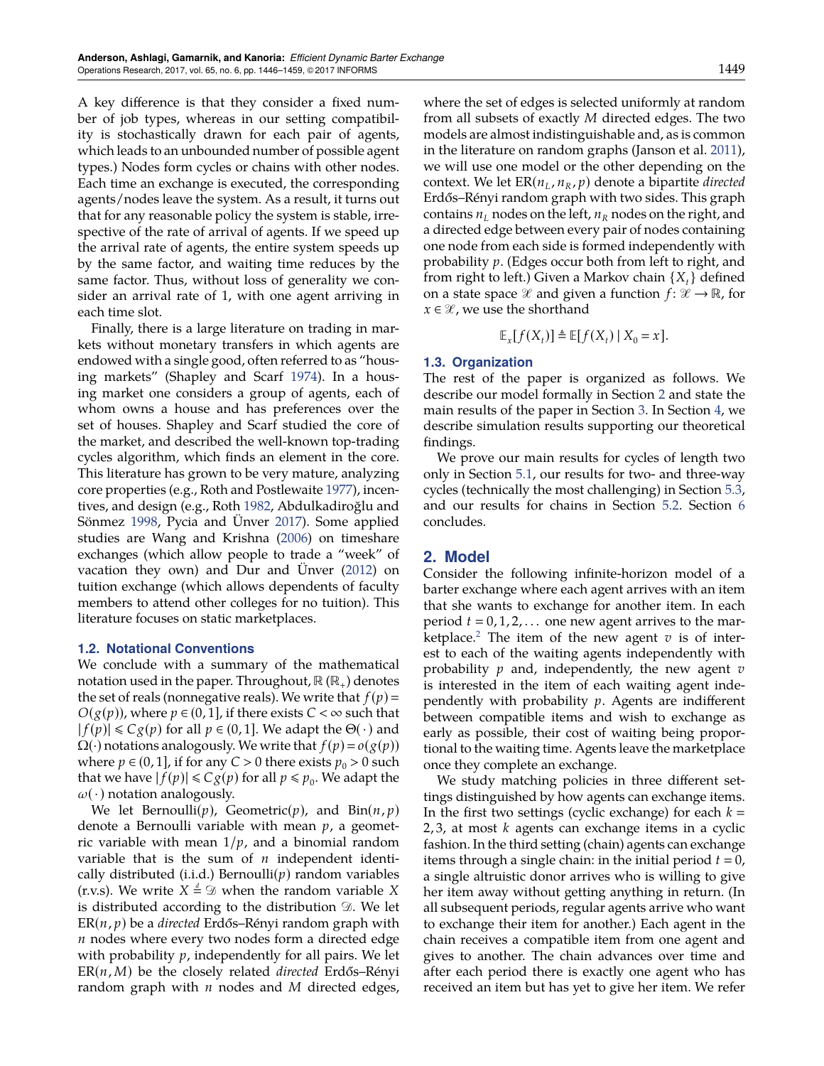A key difference is that they consider a fixed number of job types, whereas in our setting compatibility is stochastically drawn for each pair of agents, which leads to an unbounded number of possible agent types.) Nodes form cycles or chains with other nodes. Each time an exchange is executed, the corresponding agents/nodes leave the system. As a result, it turns out that for any reasonable policy the system is stable, irrespective of the rate of arrival of agents. If we speed up the arrival rate of agents, the entire system speeds up by the same factor, and waiting time reduces by the same factor. Thus, without loss of generality we consider an arrival rate of 1, with one agent arriving in each time slot.

Finally, there is a large literature on trading in markets without monetary transfers in which agents are endowed with a single good, often referred to as "housing markets" (Shapley and Scarf 1974). In a housing market one considers a group of agents, each of whom owns a house and has preferences over the set of houses. Shapley and Scarf studied the core of the market, and described the well-known top-trading cycles algorithm, which finds an element in the core. This literature has grown to be very mature, analyzing core properties (e.g., Roth and Postlewaite 1977), incentives, and design (e.g., Roth 1982, Abdulkadiroğlu and Sönmez 1998, Pycia and Ünver 2017). Some applied studies are Wang and Krishna (2006) on timeshare exchanges (which allow people to trade a "week" of vacation they own) and Dur and Ünver (2012) on tuition exchange (which allows dependents of faculty members to attend other colleges for no tuition). This literature focuses on static marketplaces.

### 1.2. Notational Conventions

We conclude with a summary of the mathematical notation used in the paper. Throughout, $\mathbb{R}$ ($\mathbb{R}_+$) denotes the set of reals (nonnegative reals). We write that $f(p) = O(g(p))$, where $p \in (0,1]$, if there exists $C < \infty$ such that $|f(p)| \leqslant Cg(p)$ for all $p \in (0,1]$. We adapt the $\Theta(\cdot)$ and $\Omega(\cdot)$ notations analogously. We write that $f(p) = o(g(p))$ where $p \in (0,1]$, if for any $C > 0$ there exists $p_0 > 0$ such that we have $|f(p)| \leqslant Cg(p)$ for all $p \leqslant p_0$. We adapt the $\omega(\cdot)$ notation analogously.

We let Bernoulli($p$), Geometric($p$), and Bin($n, p$) denote a Bernoulli variable with mean $p$, a geometric variable with mean $1/p$, and a binomial random variable that is the sum of $n$ independent identically distributed (i.i.d.) Bernoulli($p$) random variables (r.v.s). We write $X \overset{d}{=} \mathcal{D}$ when the random variable $X$ is distributed according to the distribution $\mathcal{D}$. We let $\mathrm{ER}(n, p)$ be a *directed* Erdős–Rényi random graph with $n$ nodes where every two nodes form a directed edge with probability $p$, independently for all pairs. We let $\mathrm{ER}(n, M)$ be the closely related *directed* Erdős–Rényi random graph with $n$ nodes and $M$ directed edges, where the set of edges is selected uniformly at random from all subsets of exactly $M$ directed edges. The two models are almost indistinguishable and, as is common in the literature on random graphs (Janson et al. 2011), we will use one model or the other depending on the context. We let $\mathrm{ER}(n_L, n_R, p)$ denote a bipartite *directed* Erdős–Rényi random graph with two sides. This graph contains $n_L$ nodes on the left, $n_R$ nodes on the right, and a directed edge between every pair of nodes containing one node from each side is formed independently with probability $p$. (Edges occur both from left to right, and from right to left.) Given a Markov chain $\{X_t\}$ defined on a state space $\mathcal{X}$ and given a function $f: \mathcal{X} \to \mathbb{R}$, for $x \in \mathcal{X}$, we use the shorthand

$$\mathbb{E}_x[f(X_t)] \triangleq \mathbb{E}[f(X_t) \mid X_0 = x].$$

### 1.3. Organization

The rest of the paper is organized as follows. We describe our model formally in Section 2 and state the main results of the paper in Section 3. In Section 4, we describe simulation results supporting our theoretical findings.

We prove our main results for cycles of length two only in Section 5.1, our results for two- and three-way cycles (technically the most challenging) in Section 5.3, and our results for chains in Section 5.2. Section 6 concludes.

## 2. Model

Consider the following infinite-horizon model of a barter exchange where each agent arrives with an item that she wants to exchange for another item. In each period $t = 0, 1, 2, \ldots$ one new agent arrives to the marketplace.[2] The item of the new agent $v$ is of interest to each of the waiting agents independently with probability $p$ and, independently, the new agent $v$ is interested in the item of each waiting agent independently with probability $p$. Agents are indifferent between compatible items and wish to exchange as early as possible, their cost of waiting being proportional to the waiting time. Agents leave the marketplace once they complete an exchange.

We study matching policies in three different settings distinguished by how agents can exchange items. In the first two settings (cyclic exchange) for each $k = 2, 3$, at most $k$ agents can exchange items in a cyclic fashion. In the third setting (chain) agents can exchange items through a single chain: in the initial period $t = 0$, a single altruistic donor arrives who is willing to give her item away without getting anything in return. (In all subsequent periods, regular agents arrive who want to exchange their item for another.) Each agent in the chain receives a compatible item from one agent and gives to another. The chain advances over time and after each period there is exactly one agent who has received an item but has yet to give her item. We refer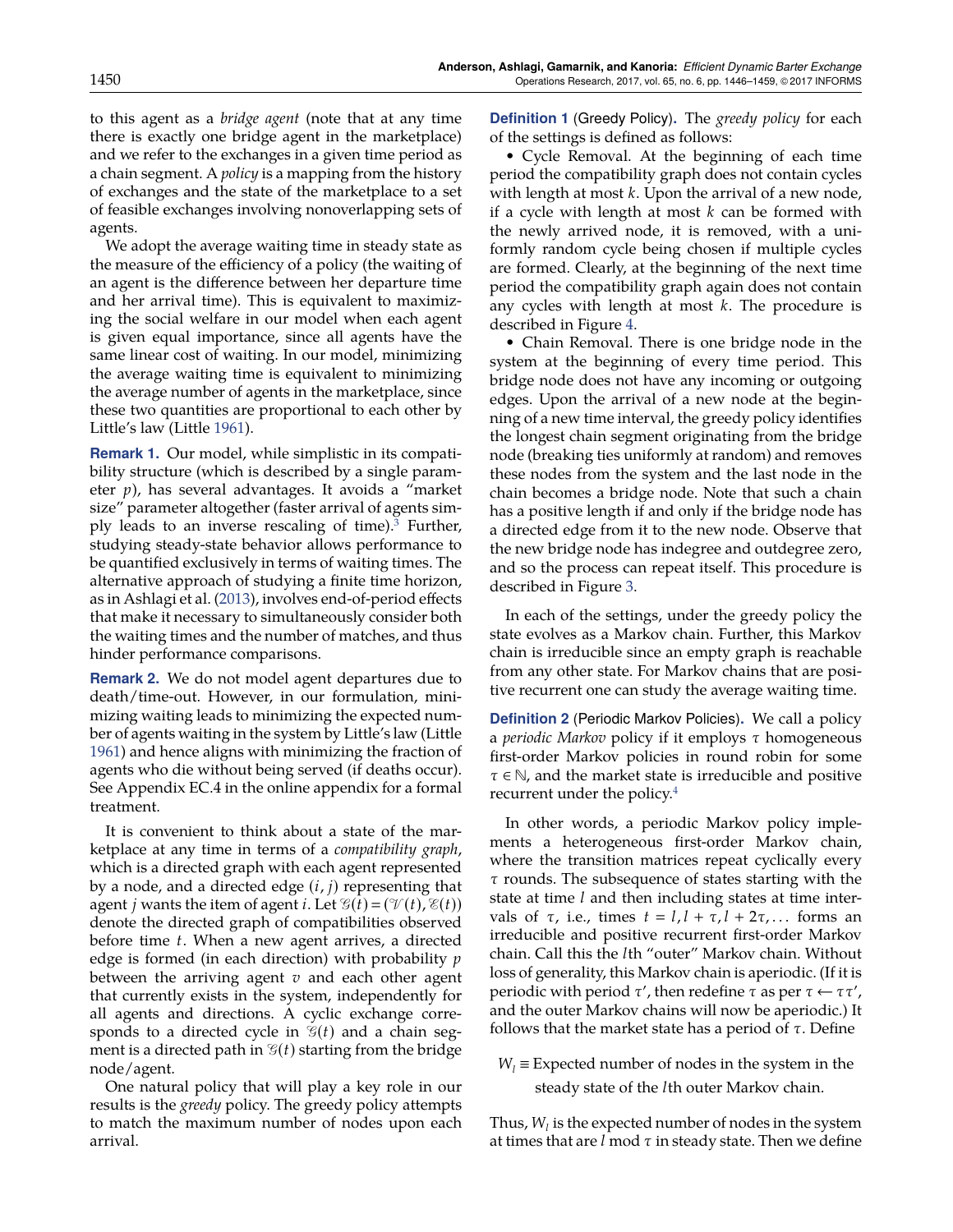to this agent as a *bridge agent* (note that at any time there is exactly one bridge agent in the marketplace) and we refer to the exchanges in a given time period as a chain segment. A *policy* is a mapping from the history of exchanges and the state of the marketplace to a set of feasible exchanges involving nonoverlapping sets of agents.

We adopt the average waiting time in steady state as the measure of the efficiency of a policy (the waiting of an agent is the difference between her departure time and her arrival time). This is equivalent to maximizing the social welfare in our model when each agent is given equal importance, since all agents have the same linear cost of waiting. In our model, minimizing the average waiting time is equivalent to minimizing the average number of agents in the marketplace, since these two quantities are proportional to each other by Little's law (Little 1961).

**Remark 1.** Our model, while simplistic in its compatibility structure (which is described by a single parameter $p$), has several advantages. It avoids a "market size" parameter altogether (faster arrival of agents simply leads to an inverse rescaling of time).[3] Further, studying steady-state behavior allows performance to be quantified exclusively in terms of waiting times. The alternative approach of studying a finite time horizon, as in Ashlagi et al. (2013), involves end-of-period effects that make it necessary to simultaneously consider both the waiting times and the number of matches, and thus hinder performance comparisons.

**Remark 2.** We do not model agent departures due to death/time-out. However, in our formulation, minimizing waiting leads to minimizing the expected number of agents waiting in the system by Little's law (Little 1961) and hence aligns with minimizing the fraction of agents who die without being served (if deaths occur). See Appendix EC.4 in the online appendix for a formal treatment.

It is convenient to think about a state of the marketplace at any time in terms of a *compatibility graph*, which is a directed graph with each agent represented by a node, and a directed edge $(i, j)$ representing that agent $j$ wants the item of agent $i$. Let $\mathcal{G}(t) = (\mathcal{V}(t), \mathcal{E}(t))$ denote the directed graph of compatibilities observed before time $t$. When a new agent arrives, a directed edge is formed (in each direction) with probability $p$ between the arriving agent $v$ and each other agent that currently exists in the system, independently for all agents and directions. A cyclic exchange corresponds to a directed cycle in $\mathcal{G}(t)$ and a chain segment is a directed path in $\mathcal{G}(t)$ starting from the bridge node/agent.

One natural policy that will play a key role in our results is the *greedy* policy. The greedy policy attempts to match the maximum number of nodes upon each arrival.

**Definition 1** (Greedy Policy). The *greedy policy* for each of the settings is defined as follows:

- Cycle Removal. At the beginning of each time period the compatibility graph does not contain cycles with length at most $k$. Upon the arrival of a new node, if a cycle with length at most $k$ can be formed with the newly arrived node, it is removed, with a uniformly random cycle being chosen if multiple cycles are formed. Clearly, at the beginning of the next time period the compatibility graph again does not contain any cycles with length at most $k$. The procedure is described in Figure 4.
- Chain Removal. There is one bridge node in the system at the beginning of every time period. This bridge node does not have any incoming or outgoing edges. Upon the arrival of a new node at the beginning of a new time interval, the greedy policy identifies the longest chain segment originating from the bridge node (breaking ties uniformly at random) and removes these nodes from the system and the last node in the chain becomes a bridge node. Note that such a chain has a positive length if and only if the bridge node has a directed edge from it to the new node. Observe that the new bridge node has indegree and outdegree zero, and so the process can repeat itself. This procedure is described in Figure 3.

In each of the settings, under the greedy policy the state evolves as a Markov chain. Further, this Markov chain is irreducible since an empty graph is reachable from any other state. For Markov chains that are positive recurrent one can study the average waiting time.

**Definition 2** (Periodic Markov Policies). We call a policy a *periodic Markov* policy if it employs $\tau$ homogeneous first-order Markov policies in round robin for some $\tau \in \mathbb{N}$, and the market state is irreducible and positive recurrent under the policy.[4]

In other words, a periodic Markov policy implements a heterogeneous first-order Markov chain, where the transition matrices repeat cyclically every $\tau$ rounds. The subsequence of states starting with the state at time $l$ and then including states at time intervals of $\tau$, i.e., times $t = l, l + \tau, l + 2\tau, \ldots$ forms an irreducible and positive recurrent first-order Markov chain. Call this the $l$th "outer" Markov chain. Without loss of generality, this Markov chain is aperiodic. (If it is periodic with period $\tau'$, then redefine $\tau$ as per $\tau \leftarrow \tau\tau'$, and the outer Markov chains will now be aperiodic.) It follows that the market state has a period of $\tau$. Define

$$W_l \equiv \text{Expected number of nodes in the system in the steady state of the } l\text{th outer Markov chain.}$$

Thus, $W_l$ is the expected number of nodes in the system at times that are $l \bmod \tau$ in steady state. Then we define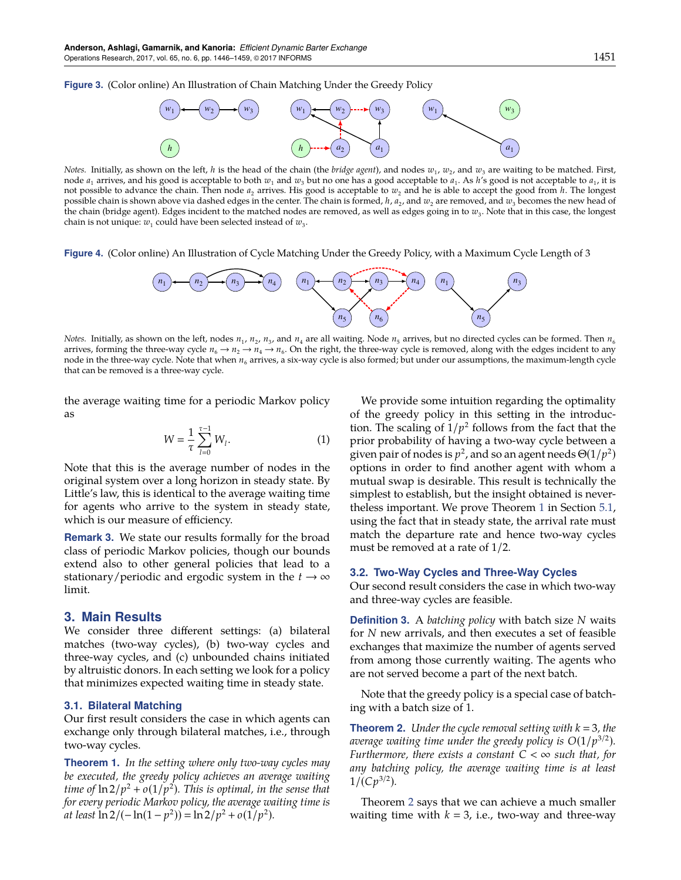**Figure 3.** (Color online) An Illustration of Chain Matching Under the Greedy Policy

*Notes.* Initially, as shown on the left, $h$ is the head of the chain (the *bridge agent*), and nodes $w_1$, $w_2$, and $w_3$ are waiting to be matched. First, node $a_1$ arrives, and his good is acceptable to both $w_1$ and $w_3$ but no one has a good acceptable to $a_1$. As $h$'s good is not acceptable to $a_1$, it is not possible to advance the chain. Then node $a_2$ arrives. His good is acceptable to $w_2$ and he is able to accept the good from $h$. The longest possible chain is shown above via dashed edges in the center. The chain is formed, $h$, $a_2$, and $w_2$ are removed, and $w_3$ becomes the new head of the chain (bridge agent). Edges incident to the matched nodes are removed, as well as edges going in to $w_3$. Note that in this case, the longest chain is not unique: $w_1$ could have been selected instead of $w_3$.

**Figure 4.** (Color online) An Illustration of Cycle Matching Under the Greedy Policy, with a Maximum Cycle Length of 3

*Notes.* Initially, as shown on the left, nodes $n_1$, $n_2$, $n_3$, and $n_4$ are all waiting. Node $n_5$ arrives, but no directed cycles can be formed. Then $n_6$ arrives, forming the three-way cycle $n_6 \to n_2 \to n_4 \to n_6$. On the right, the three-way cycle is removed, along with the edges incident to any node in the three-way cycle. Note that when $n_6$ arrives, a six-way cycle is also formed; but under our assumptions, the maximum-length cycle that can be removed is a three-way cycle.

the average waiting time for a periodic Markov policy as

$$W = \frac{1}{\tau}\sum_{l=0}^{\tau-1} W_l. \tag{1}$$

Note that this is the average number of nodes in the original system over a long horizon in steady state. By Little's law, this is identical to the average waiting time for agents who arrive to the system in steady state, which is our measure of efficiency.

**Remark 3.** We state our results formally for the broad class of periodic Markov policies, though our bounds extend also to other general policies that lead to a stationary/periodic and ergodic system in the $t \to \infty$ limit.

## 3. Main Results

We consider three different settings: (a) bilateral matches (two-way cycles), (b) two-way cycles and three-way cycles, and (c) unbounded chains initiated by altruistic donors. In each setting we look for a policy that minimizes expected waiting time in steady state.

### 3.1. Bilateral Matching

Our first result considers the case in which agents can exchange only through bilateral matches, i.e., through two-way cycles.

**Theorem 1.** *In the setting where only two-way cycles may be executed, the greedy policy achieves an average waiting time of* $\ln 2/p^2 + o(1/p^2)$. *This is optimal, in the sense that for every periodic Markov policy, the average waiting time is at least* $\ln 2/(-\ln(1-p^2)) = \ln 2/p^2 + o(1/p^2)$.

We provide some intuition regarding the optimality of the greedy policy in this setting in the introduction. The scaling of $1/p^2$ follows from the fact that the prior probability of having a two-way cycle between a given pair of nodes is $p^2$, and so an agent needs $\Theta(1/p^2)$ options in order to find another agent with whom a mutual swap is desirable. This result is technically the simplest to establish, but the insight obtained is nevertheless important. We prove Theorem 1 in Section 5.1, using the fact that in steady state, the arrival rate must match the departure rate and hence two-way cycles must be removed at a rate of 1/2.

### 3.2. Two-Way Cycles and Three-Way Cycles

Our second result considers the case in which two-way and three-way cycles are feasible.

**Definition 3.** A *batching policy* with batch size $N$ waits for $N$ new arrivals, and then executes a set of feasible exchanges that maximize the number of agents served from among those currently waiting. The agents who are not served become a part of the next batch.

Note that the greedy policy is a special case of batching with a batch size of 1.

**Theorem 2.** *Under the cycle removal setting with* $k = 3$, *the average waiting time under the greedy policy is* $O(1/p^{3/2})$. *Furthermore, there exists a constant* $C < \infty$ *such that, for any batching policy, the average waiting time is at least* $1/(Cp^{3/2})$.

Theorem 2 says that we can achieve a much smaller waiting time with $k = 3$, i.e., two-way and three-way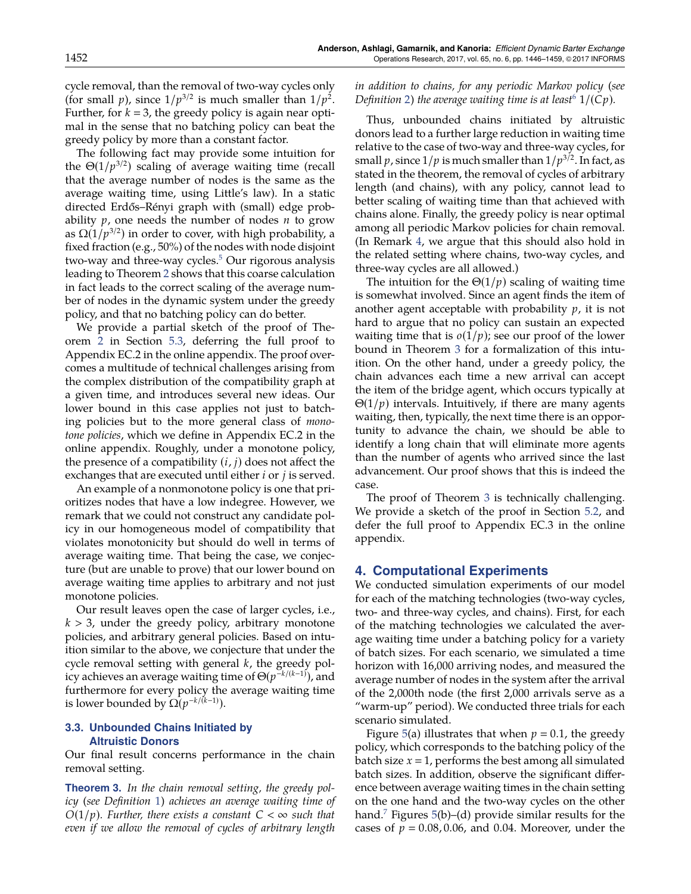cycle removal, than the removal of two-way cycles only (for small $p$), since $1/p^{3/2}$ is much smaller than $1/p^2$. Further, for $k = 3$, the greedy policy is again near optimal in the sense that no batching policy can beat the greedy policy by more than a constant factor.

The following fact may provide some intuition for the $\Theta(1/p^{3/2})$ scaling of average waiting time (recall that the average number of nodes is the same as the average waiting time, using Little's law). In a static directed Erdős–Rényi graph with (small) edge probability $p$, one needs the number of nodes $n$ to grow as $\Omega(1/p^{3/2})$ in order to cover, with high probability, a fixed fraction (e.g., 50%) of the nodes with node disjoint two-way and three-way cycles.[5] Our rigorous analysis leading to Theorem 2 shows that this coarse calculation in fact leads to the correct scaling of the average number of nodes in the dynamic system under the greedy policy, and that no batching policy can do better.

We provide a partial sketch of the proof of Theorem 2 in Section 5.3, deferring the full proof to Appendix EC.2 in the online appendix. The proof overcomes a multitude of technical challenges arising from the complex distribution of the compatibility graph at a given time, and introduces several new ideas. Our lower bound in this case applies not just to batching policies but to the more general class of *monotone policies*, which we define in Appendix EC.2 in the online appendix. Roughly, under a monotone policy, the presence of a compatibility $(i, j)$ does not affect the exchanges that are executed until either $i$ or $j$ is served.

An example of a nonmonotone policy is one that prioritizes nodes that have a low indegree. However, we remark that we could not construct any candidate policy in our homogeneous model of compatibility that violates monotonicity but should do well in terms of average waiting time. That being the case, we conjecture (but are unable to prove) that our lower bound on average waiting time applies to arbitrary and not just monotone policies.

Our result leaves open the case of larger cycles, i.e., $k > 3$, under the greedy policy, arbitrary monotone policies, and arbitrary general policies. Based on intuition similar to the above, we conjecture that under the cycle removal setting with general $k$, the greedy policy achieves an average waiting time of $\Theta(p^{-k/(k-1)})$, and furthermore for every policy the average waiting time is lower bounded by $\Omega(p^{-k/(k-1)})$.

### 3.3. Unbounded Chains Initiated by Altruistic Donors

Our final result concerns performance in the chain removal setting.

**Theorem 3.** *In the chain removal setting, the greedy policy (see Definition 1) achieves an average waiting time of $O(1/p)$. Further, there exists a constant $C < \infty$ such that even if we allow the removal of cycles of arbitrary length in addition to chains, for any periodic Markov policy (see Definition 2) the average waiting time is at least[6] $1/(Cp)$.*

Thus, unbounded chains initiated by altruistic donors lead to a further large reduction in waiting time relative to the case of two-way and three-way cycles, for small $p$, since $1/p$ is much smaller than $1/p^{3/2}$. In fact, as stated in the theorem, the removal of cycles of arbitrary length (and chains), with any policy, cannot lead to better scaling of waiting time than that achieved with chains alone. Finally, the greedy policy is near optimal among all periodic Markov policies for chain removal. (In Remark 4, we argue that this should also hold in the related setting where chains, two-way cycles, and three-way cycles are all allowed.)

The intuition for the $\Theta(1/p)$ scaling of waiting time is somewhat involved. Since an agent finds the item of another agent acceptable with probability $p$, it is not hard to argue that no policy can sustain an expected waiting time that is $o(1/p)$; see our proof of the lower bound in Theorem 3 for a formalization of this intuition. On the other hand, under a greedy policy, the chain advances each time a new arrival can accept the item of the bridge agent, which occurs typically at $\Theta(1/p)$ intervals. Intuitively, if there are many agents waiting, then, typically, the next time there is an opportunity to advance the chain, we should be able to identify a long chain that will eliminate more agents than the number of agents who arrived since the last advancement. Our proof shows that this is indeed the case.

The proof of Theorem 3 is technically challenging. We provide a sketch of the proof in Section 5.2, and defer the full proof to Appendix EC.3 in the online appendix.

## 4. Computational Experiments

We conducted simulation experiments of our model for each of the matching technologies (two-way cycles, two- and three-way cycles, and chains). First, for each of the matching technologies we calculated the average waiting time under a batching policy for a variety of batch sizes. For each scenario, we simulated a time horizon with 16,000 arriving nodes, and measured the average number of nodes in the system after the arrival of the 2,000th node (the first 2,000 arrivals serve as a "warm-up" period). We conducted three trials for each scenario simulated.

Figure 5(a) illustrates that when $p = 0.1$, the greedy policy, which corresponds to the batching policy of the batch size $x = 1$, performs the best among all simulated batch sizes. In addition, observe the significant difference between average waiting times in the chain setting on the one hand and the two-way cycles on the other hand.[7] Figures 5(b)–(d) provide similar results for the cases of $p = 0.08, 0.06$, and $0.04$. Moreover, under the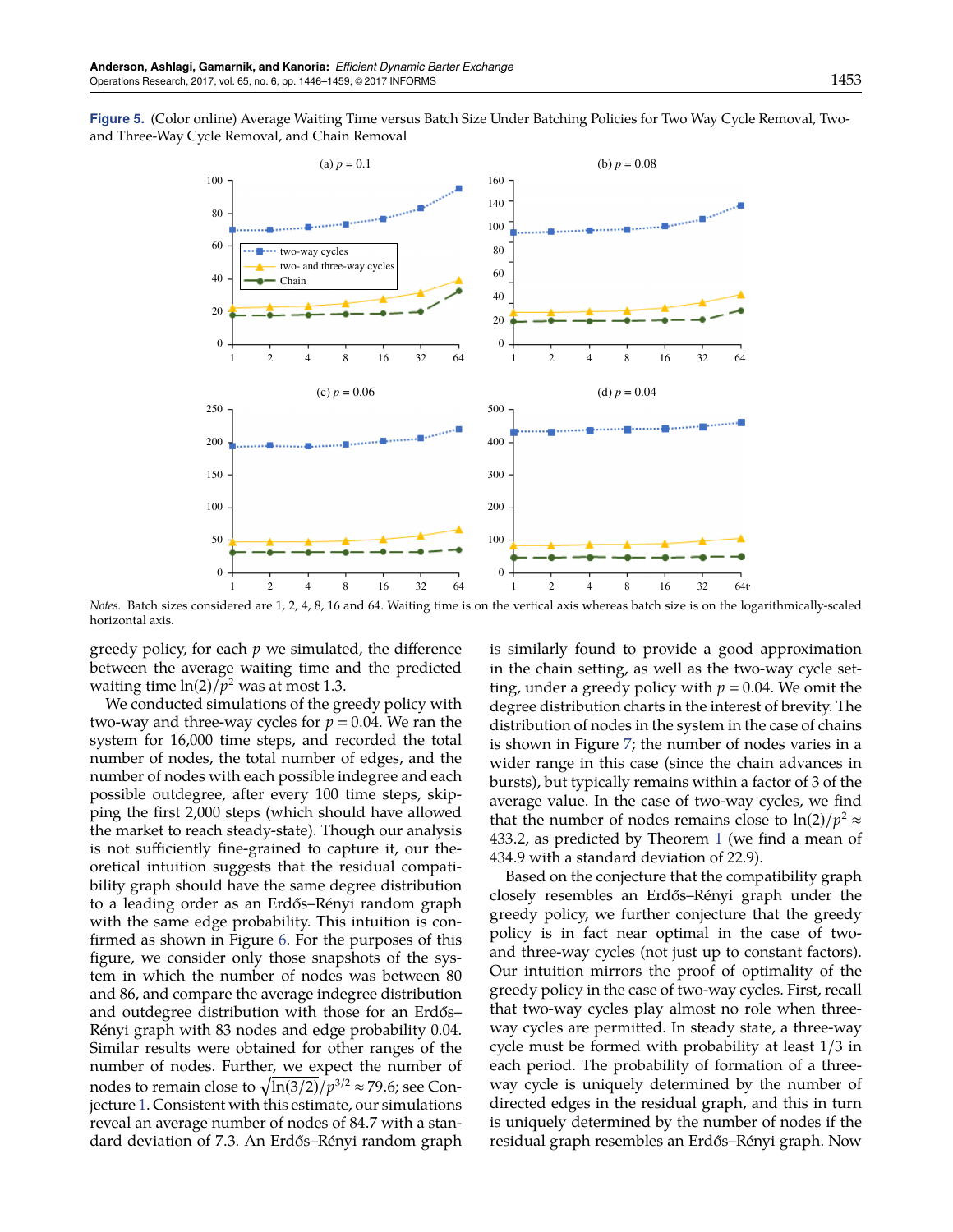**Figure 5.** (Color online) Average Waiting Time versus Batch Size Under Batching Policies for Two Way Cycle Removal, Two- and Three-Way Cycle Removal, and Chain Removal

*Notes.* Batch sizes considered are 1, 2, 4, 8, 16 and 64. Waiting time is on the vertical axis whereas batch size is on the logarithmically-scaled horizontal axis.

greedy policy, for each $p$ we simulated, the difference between the average waiting time and the predicted waiting time $\ln(2)/p^2$ was at most 1.3.

We conducted simulations of the greedy policy with two-way and three-way cycles for $p = 0.04$. We ran the system for 16,000 time steps, and recorded the total number of nodes, the total number of edges, and the number of nodes with each possible indegree and each possible outdegree, after every 100 time steps, skipping the first 2,000 steps (which should have allowed the market to reach steady-state). Though our analysis is not sufficiently fine-grained to capture it, our theoretical intuition suggests that the residual compatibility graph should have the same degree distribution to a leading order as an Erdős–Rényi random graph with the same edge probability. This intuition is confirmed as shown in Figure 6. For the purposes of this figure, we consider only those snapshots of the system in which the number of nodes was between 80 and 86, and compare the average indegree distribution and outdegree distribution with those for an Erdős–Rényi graph with 83 nodes and edge probability 0.04. Similar results were obtained for other ranges of the number of nodes. Further, we expect the number of nodes to remain close to $\sqrt{\ln(3/2)}/p^{3/2} \approx 79.6$; see Conjecture 1. Consistent with this estimate, our simulations reveal an average number of nodes of 84.7 with a standard deviation of 7.3. An Erdős–Rényi random graph is similarly found to provide a good approximation in the chain setting, as well as the two-way cycle setting, under a greedy policy with $p = 0.04$. We omit the degree distribution charts in the interest of brevity. The distribution of nodes in the system in the case of chains is shown in Figure 7; the number of nodes varies in a wider range in this case (since the chain advances in bursts), but typically remains within a factor of 3 of the average value. In the case of two-way cycles, we find that the number of nodes remains close to $\ln(2)/p^2 \approx 433.2$, as predicted by Theorem 1 (we find a mean of 434.9 with a standard deviation of 22.9).

Based on the conjecture that the compatibility graph closely resembles an Erdős–Rényi graph under the greedy policy, we further conjecture that the greedy policy is in fact near optimal in the case of two- and three-way cycles (not just up to constant factors). Our intuition mirrors the proof of optimality of the greedy policy in the case of two-way cycles. First, recall that two-way cycles play almost no role when three-way cycles are permitted. In steady state, a three-way cycle must be formed with probability at least 1/3 in each period. The probability of formation of a three-way cycle is uniquely determined by the number of directed edges in the residual graph, and this in turn is uniquely determined by the number of nodes if the residual graph resembles an Erdős–Rényi graph. Now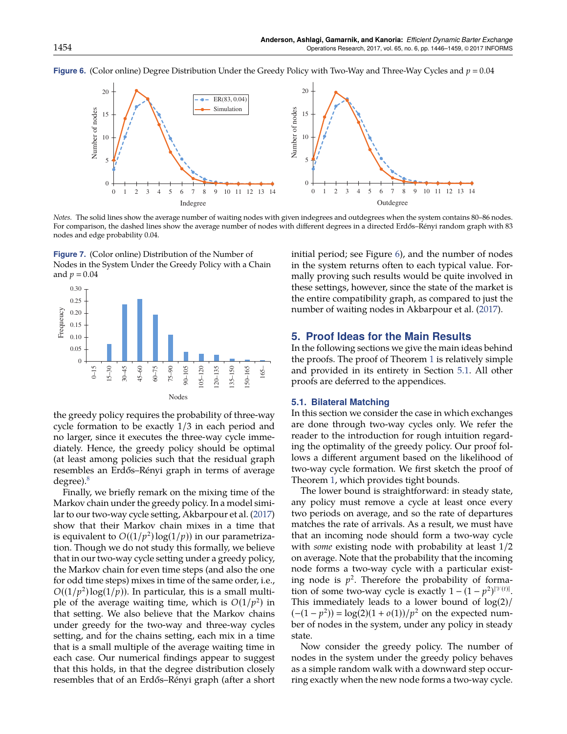**Figure 6.** (Color online) Degree Distribution Under the Greedy Policy with Two-Way and Three-Way Cycles and $p = 0.04$

*Notes.* The solid lines show the average number of waiting nodes with given indegrees and outdegrees when the system contains 80–86 nodes. For comparison, the dashed lines show the average number of nodes with different degrees in a directed Erdős–Rényi random graph with 83 nodes and edge probability 0.04.

**Figure 7.** (Color online) Distribution of the Number of Nodes in the System Under the Greedy Policy with a Chain and $p = 0.04$

the greedy policy requires the probability of three-way cycle formation to be exactly 1/3 in each period and no larger, since it executes the three-way cycle immediately. Hence, the greedy policy should be optimal (at least among policies such that the residual graph resembles an Erdős–Rényi graph in terms of average degree).[8]

Finally, we briefly remark on the mixing time of the Markov chain under the greedy policy. In a model similar to our two-way cycle setting, Akbarpour et al. (2017) show that their Markov chain mixes in a time that is equivalent to $O((1/p^2)\log(1/p))$ in our parametrization. Though we do not study this formally, we believe that in our two-way cycle setting under a greedy policy, the Markov chain for even time steps (and also the one for odd time steps) mixes in time of the same order, i.e., $O((1/p^2)\log(1/p))$. In particular, this is a small multiple of the average waiting time, which is $O(1/p^2)$ in that setting. We also believe that the Markov chains under greedy for the two-way and three-way cycles setting, and for the chains setting, each mix in a time that is a small multiple of the average waiting time in each case. Our numerical findings appear to suggest that this holds, in that the degree distribution closely resembles that of an Erdős–Rényi graph (after a short initial period; see Figure 6), and the number of nodes in the system returns often to each typical value. Formally proving such results would be quite involved in these settings, however, since the state of the market is the entire compatibility graph, as compared to just the number of waiting nodes in Akbarpour et al. (2017).

## 5. Proof Ideas for the Main Results

In the following sections we give the main ideas behind the proofs. The proof of Theorem 1 is relatively simple and provided in its entirety in Section 5.1. All other proofs are deferred to the appendices.

### 5.1. Bilateral Matching

In this section we consider the case in which exchanges are done through two-way cycles only. We refer the reader to the introduction for rough intuition regarding the optimality of the greedy policy. Our proof follows a different argument based on the likelihood of two-way cycle formation. We first sketch the proof of Theorem 1, which provides tight bounds.

The lower bound is straightforward: in steady state, any policy must remove a cycle at least once every two periods on average, and so the rate of departures matches the rate of arrivals. As a result, we must have that an incoming node should form a two-way cycle with *some* existing node with probability at least 1/2 on average. Note that the probability that the incoming node forms a two-way cycle with a particular existing node is $p^2$. Therefore the probability of formation of some two-way cycle is exactly $1-(1-p^2)^{|\mathcal{V}(t)|}$. This immediately leads to a lower bound of $\log(2)/(-(1-p^2)) = \log(2)(1+o(1))/p^2$ on the expected number of nodes in the system, under any policy in steady state.

Now consider the greedy policy. The number of nodes in the system under the greedy policy behaves as a simple random walk with a downward step occurring exactly when the new node forms a two-way cycle.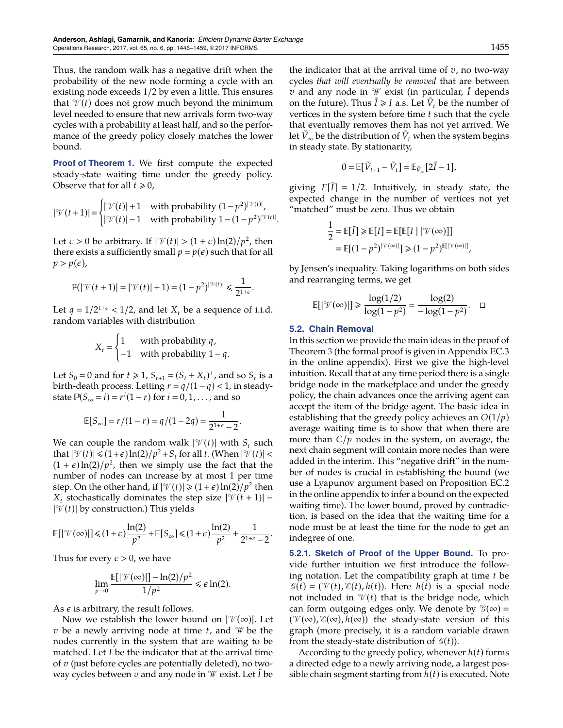Thus, the random walk has a negative drift when the probability of the new node forming a cycle with an existing node exceeds 1/2 by even a little. This ensures that $\mathcal{V}(t)$ does not grow much beyond the minimum level needed to ensure that new arrivals form two-way cycles with a probability at least half, and so the performance of the greedy policy closely matches the lower bound.

**Proof of Theorem 1.** We first compute the expected steady-state waiting time under the greedy policy. Observe that for all $t \geqslant 0$,

$$|\mathcal{V}(t+1)| = \begin{cases} |\mathcal{V}(t)|+1 & \text{with probability } (1-p^2)^{|\mathcal{V}(t)|}, \\ |\mathcal{V}(t)|-1 & \text{with probability } 1-(1-p^2)^{|\mathcal{V}(t)|}. \end{cases}$$

Let $\epsilon > 0$ be arbitrary. If $|\mathcal{V}(t)| > (1+\epsilon)\ln(2)/p^2$, then there exists a sufficiently small $p = p(\epsilon)$ such that for all $p > p(\epsilon)$,

$$\mathbb{P}(|\mathcal{V}(t+1)| = |\mathcal{V}(t)|+1) = (1-p^2)^{|\mathcal{V}(t)|} \leqslant \frac{1}{2^{1+\epsilon}}.$$

Let $q = 1/2^{1+\epsilon} < 1/2$, and let $X_t$ be a sequence of i.i.d. random variables with distribution

$$X_t = \begin{cases} 1 & \text{with probability } q, \\ -1 & \text{with probability } 1-q. \end{cases}$$

Let $S_0 = 0$ and for $t \geqslant 1$, $S_{t+1} = (S_t + X_t)^+$, and so $S_t$ is a birth-death process. Letting $r = q/(1-q) < 1$, in steady-state $\mathbb{P}(S_\infty = i) = r^i(1-r)$ for $i = 0, 1, \ldots$, and so

$$\mathbb{E}[S_\infty] = r/(1-r) = q/(1-2q) = \frac{1}{2^{1+\epsilon}-2}.$$

We can couple the random walk $|\mathcal{V}(t)|$ with $S_t$ such that $|\mathcal{V}(t)| \leqslant (1+\epsilon)\ln(2)/p^2 + S_t$ for all $t$. (When $|\mathcal{V}(t)| < (1+\epsilon)\ln(2)/p^2$, then we simply use the fact that the number of nodes can increase by at most 1 per time step. On the other hand, if $|\mathcal{V}(t)| \geqslant (1+\epsilon)\ln(2)/p^2$ then $X_t$ stochastically dominates the step size $|\mathcal{V}(t+1)| - |\mathcal{V}(t)|$ by construction.) This yields

$$\mathbb{E}[|\mathcal{V}(\infty)|] \leqslant (1+\epsilon)\frac{\ln(2)}{p^2} + \mathbb{E}[S_\infty] \leqslant (1+\epsilon)\frac{\ln(2)}{p^2} + \frac{1}{2^{1+\epsilon}-2}.$$

Thus for every $\epsilon > 0$, we have

$$\lim_{p\to 0} \frac{\mathbb{E}[|\mathcal{V}(\infty)|] - \ln(2)/p^2}{1/p^2} \leqslant \epsilon \ln(2).$$

As $\epsilon$ is arbitrary, the result follows.

Now we establish the lower bound on $|\mathcal{V}(\infty)|$. Let $v$ be a newly arriving node at time $t$, and $\mathcal{W}$ be the nodes currently in the system that are waiting to be matched. Let $I$ be the indicator that at the arrival time of $v$ (just before cycles are potentially deleted), no two-way cycles between $v$ and any node in $\mathcal{W}$ exist. Let $\tilde{I}$ be the indicator that at the arrival time of $v$, no two-way cycles *that will eventually be removed* that are between $v$ and any node in $\mathcal{W}$ exist (in particular, $\tilde{I}$ depends on the future). Thus $\tilde{I} \geqslant I$ a.s. Let $\tilde{V}_t$ be the number of vertices in the system before time $t$ such that the cycle that eventually removes them has not yet arrived. We let $\tilde{V}_\infty$ be the distribution of $\tilde{V}_t$ when the system begins in steady state. By stationarity,

$$0 = \mathbb{E}[\tilde{V}_{t+1} - \tilde{V}_t] = \mathbb{E}_{\tilde{V}_\infty}[2\tilde{I} - 1],$$

giving $E[\tilde{I}] = 1/2$. Intuitively, in steady state, the expected change in the number of vertices not yet "matched" must be zero. Thus we obtain

$$\begin{aligned} \frac{1}{2} &= \mathbb{E}[\tilde{I}] \geqslant \mathbb{E}[I] = \mathbb{E}[\mathbb{E}[I \mid |\mathcal{V}(\infty)]] \\ &= \mathbb{E}[(1-p^2)^{|\mathcal{V}(\infty)|}] \geqslant (1-p^2)^{\mathbb{E}[|\mathcal{V}(\infty)|]}, \end{aligned}$$

by Jensen's inequality. Taking logarithms on both sides and rearranging terms, we get

$$\mathbb{E}[|\mathcal{V}(\infty)|] \geqslant \frac{\log(1/2)}{\log(1-p^2)} = \frac{\log(2)}{-\log(1-p^2)}. \quad \square$$

### 5.2. Chain Removal

In this section we provide the main ideas in the proof of Theorem 3 (the formal proof is given in Appendix EC.3 in the online appendix). First we give the high-level intuition. Recall that at any time period there is a single bridge node in the marketplace and under the greedy policy, the chain advances once the arriving agent can accept the item of the bridge agent. The basic idea in establishing that the greedy policy achieves an $O(1/p)$ average waiting time is to show that when there are more than $C/p$ nodes in the system, on average, the next chain segment will contain more nodes than were added in the interim. This "negative drift" in the number of nodes is crucial in establishing the bound (we use a Lyapunov argument based on Proposition EC.2 in the online appendix to infer a bound on the expected waiting time). The lower bound, proved by contradiction, is based on the idea that the waiting time for a node must be at least the time for the node to get an indegree of one.

**5.2.1. Sketch of Proof of the Upper Bound.** To provide further intuition we first introduce the following notation. Let the compatibility graph at time $t$ be $\mathcal{G}(t) = (\mathcal{V}(t), \mathcal{E}(t), h(t))$. Here $h(t)$ is a special node not included in $\mathcal{V}(t)$ that is the bridge node, which can form outgoing edges only. We denote by $\mathcal{G}(\infty) = (\mathcal{V}(\infty), \mathcal{E}(\infty), h(\infty))$ the steady-state version of this graph (more precisely, it is a random variable drawn from the steady-state distribution of $\mathcal{G}(t)$).

According to the greedy policy, whenever $h(t)$ forms a directed edge to a newly arriving node, a largest possible chain segment starting from $h(t)$ is executed. Note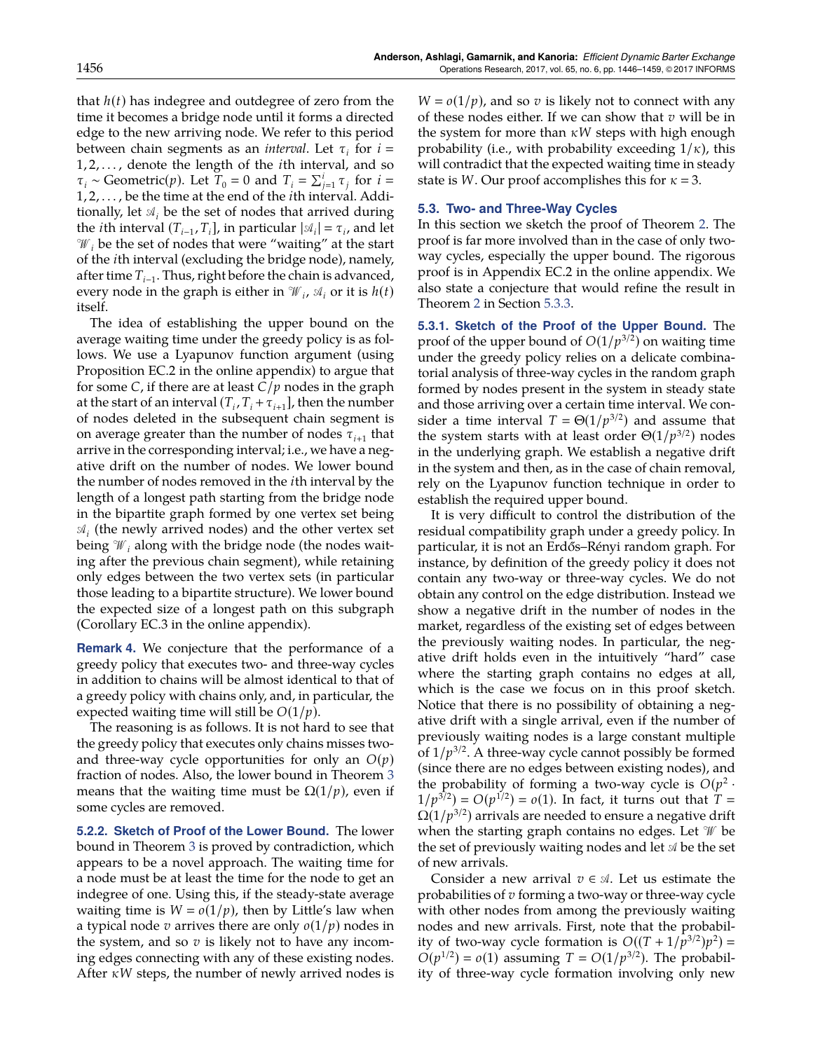that $h(t)$ has indegree and outdegree of zero from the time it becomes a bridge node until it forms a directed edge to the new arriving node. We refer to this period between chain segments as an *interval*. Let $\tau_i$ for $i = 1, 2, \ldots$, denote the length of the $i$th interval, and so $\tau_i \sim \text{Geometric}(p)$. Let $T_0 = 0$ and $T_i = \sum_{j=1}^{i} \tau_j$ for $i = 1, 2, \ldots$, be the time at the end of the $i$th interval. Additionally, let $\mathcal{A}_i$ be the set of nodes that arrived during the $i$th interval $(T_{i-1}, T_i]$, in particular $|\mathcal{A}_i| = \tau_i$, and let $\mathcal{W}_i$ be the set of nodes that were "waiting" at the start of the $i$th interval (excluding the bridge node), namely, after time $T_{i-1}$. Thus, right before the chain is advanced, every node in the graph is either in $\mathcal{W}_i$, $\mathcal{A}_i$ or it is $h(t)$ itself.

The idea of establishing the upper bound on the average waiting time under the greedy policy is as follows. We use a Lyapunov function argument (using Proposition EC.2 in the online appendix) to argue that for some $C$, if there are at least $C/p$ nodes in the graph at the start of an interval $(T_i, T_i + \tau_{i+1}]$, then the number of nodes deleted in the subsequent chain segment is on average greater than the number of nodes $\tau_{i+1}$ that arrive in the corresponding interval; i.e., we have a negative drift on the number of nodes. We lower bound the number of nodes removed in the $i$th interval by the length of a longest path starting from the bridge node in the bipartite graph formed by one vertex set being $\mathcal{A}_i$ (the newly arrived nodes) and the other vertex set being $\mathcal{W}_i$ along with the bridge node (the nodes waiting after the previous chain segment), while retaining only edges between the two vertex sets (in particular those leading to a bipartite structure). We lower bound the expected size of a longest path on this subgraph (Corollary EC.3 in the online appendix).

**Remark 4.** We conjecture that the performance of a greedy policy that executes two- and three-way cycles in addition to chains will be almost identical to that of a greedy policy with chains only, and, in particular, the expected waiting time will still be $O(1/p)$.

The reasoning is as follows. It is not hard to see that the greedy policy that executes only chains misses two- and three-way cycle opportunities for only an $O(p)$ fraction of nodes. Also, the lower bound in Theorem 3 means that the waiting time must be $\Omega(1/p)$, even if some cycles are removed.

**5.2.2. Sketch of Proof of the Lower Bound.** The lower bound in Theorem 3 is proved by contradiction, which appears to be a novel approach. The waiting time for a node must be at least the time for the node to get an indegree of one. Using this, if the steady-state average waiting time is $W = o(1/p)$, then by Little's law when a typical node $v$ arrives there are only $o(1/p)$ nodes in the system, and so $v$ is likely not to have any incoming edges connecting with any of these existing nodes. After $\kappa W$ steps, the number of newly arrived nodes is $W = o(1/p)$, and so $v$ is likely not to connect with any of these nodes either. If we can show that $v$ will be in the system for more than $\kappa W$ steps with high enough probability (i.e., with probability exceeding $1/\kappa$), this will contradict that the expected waiting time in steady state is $W$. Our proof accomplishes this for $\kappa = 3$.

### 5.3. Two- and Three-Way Cycles

In this section we sketch the proof of Theorem 2. The proof is far more involved than in the case of only two-way cycles, especially the upper bound. The rigorous proof is in Appendix EC.2 in the online appendix. We also state a conjecture that would refine the result in Theorem 2 in Section 5.3.3.

**5.3.1. Sketch of the Proof of the Upper Bound.** The proof of the upper bound of $O(1/p^{3/2})$ on waiting time under the greedy policy relies on a delicate combinatorial analysis of three-way cycles in the random graph formed by nodes present in the system in steady state and those arriving over a certain time interval. We consider a time interval $T = \Theta(1/p^{3/2})$ and assume that the system starts with at least order $\Theta(1/p^{3/2})$ nodes in the underlying graph. We establish a negative drift in the system and then, as in the case of chain removal, rely on the Lyapunov function technique in order to establish the required upper bound.

It is very difficult to control the distribution of the residual compatibility graph under a greedy policy. In particular, it is not an Erdős–Rényi random graph. For instance, by definition of the greedy policy it does not contain any two-way or three-way cycles. We do not obtain any control on the edge distribution. Instead we show a negative drift in the number of nodes in the market, regardless of the existing set of edges between the previously waiting nodes. In particular, the negative drift holds even in the intuitively "hard" case where the starting graph contains no edges at all, which is the case we focus on in this proof sketch. Notice that there is no possibility of obtaining a negative drift with a single arrival, even if the number of previously waiting nodes is a large constant multiple of $1/p^{3/2}$. A three-way cycle cannot possibly be formed (since there are no edges between existing nodes), and the probability of forming a two-way cycle is $O(p^2 \cdot 1/p^{3/2}) = O(p^{1/2}) = o(1)$. In fact, it turns out that $T = \Omega(1/p^{3/2})$ arrivals are needed to ensure a negative drift when the starting graph contains no edges. Let $\mathcal{W}$ be the set of previously waiting nodes and let $\mathcal{A}$ be the set of new arrivals.

Consider a new arrival $v \in \mathcal{A}$. Let us estimate the probabilities of $v$ forming a two-way or three-way cycle with other nodes from among the previously waiting nodes and new arrivals. First, note that the probability of two-way cycle formation is $O((T + 1/p^{3/2})p^2) = O(p^{1/2}) = o(1)$ assuming $T = O(1/p^{3/2})$. The probability of three-way cycle formation involving only new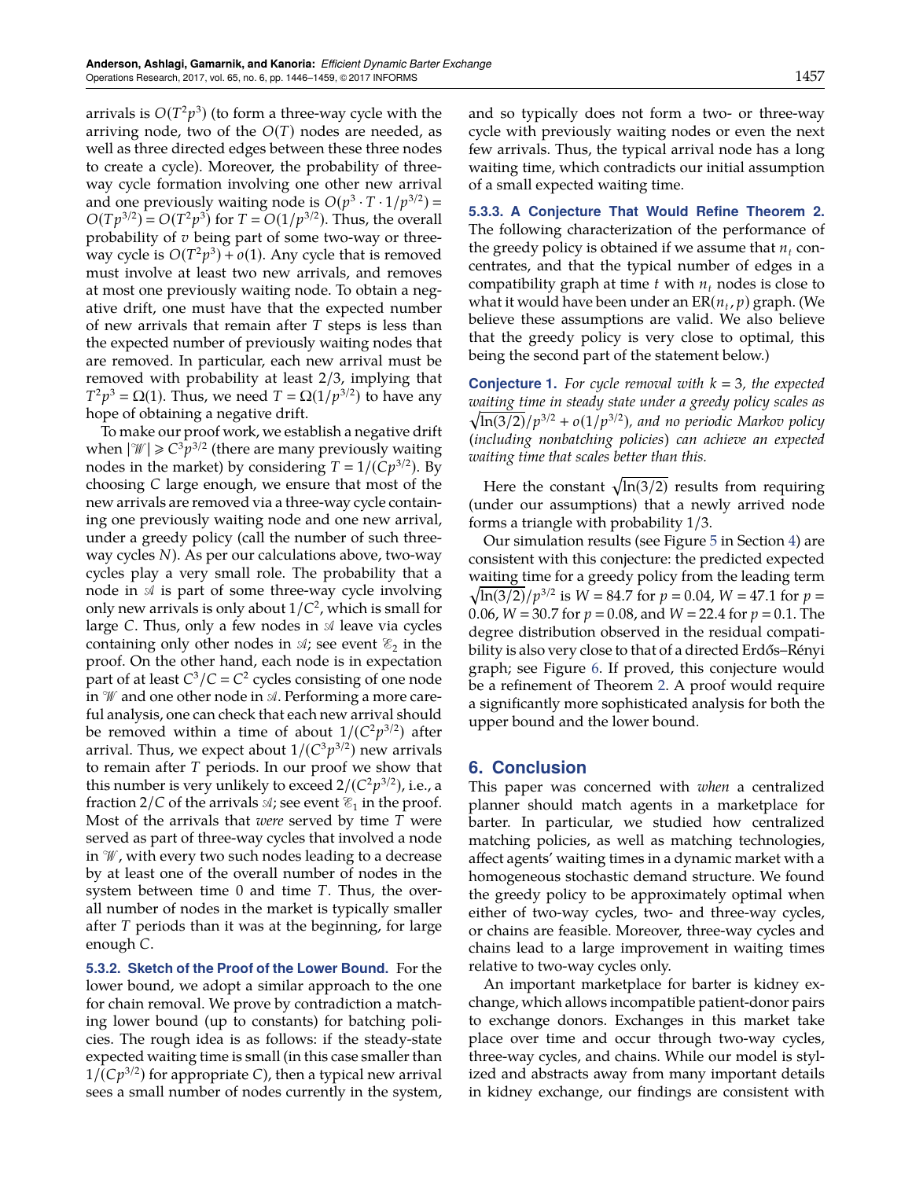arrivals is $O(T^2p^3)$ (to form a three-way cycle with the arriving node, two of the $O(T)$ nodes are needed, as well as three directed edges between these three nodes to create a cycle). Moreover, the probability of three-way cycle formation involving one other new arrival and one previously waiting node is $O(p^3 \cdot T \cdot 1/p^{3/2}) = O(Tp^{3/2}) = O(T^2p^3)$ for $T = O(1/p^{3/2})$. Thus, the overall probability of $v$ being part of some two-way or three-way cycle is $O(T^2p^3) + o(1)$. Any cycle that is removed must involve at least two new arrivals, and removes at most one previously waiting node. To obtain a negative drift, one must have that the expected number of new arrivals that remain after $T$ steps is less than the expected number of previously waiting nodes that are removed. In particular, each new arrival must be removed with probability at least 2/3, implying that $T^2p^3 = \Omega(1)$. Thus, we need $T = \Omega(1/p^{3/2})$ to have any hope of obtaining a negative drift.

To make our proof work, we establish a negative drift when $|\mathscr{W}| \geq C^3p^{3/2}$ (there are many previously waiting nodes in the market) by considering $T = 1/(Cp^{3/2})$. By choosing $C$ large enough, we ensure that most of the new arrivals are removed via a three-way cycle containing one previously waiting node and one new arrival, under a greedy policy (call the number of such three-way cycles $N$). As per our calculations above, two-way cycles play a very small role. The probability that a node in $\mathscr{A}$ is part of some three-way cycle involving only new arrivals is only about $1/C^2$, which is small for large $C$. Thus, only a few nodes in $\mathscr{A}$ leave via cycles containing only other nodes in $\mathscr{A}$; see event $\mathscr{E}_2$ in the proof. On the other hand, each node is in expectation part of at least $C^3/C = C^2$ cycles consisting of one node in $\mathscr{W}$ and one other node in $\mathscr{A}$. Performing a more careful analysis, one can check that each new arrival should be removed within a time of about $1/(C^2p^{3/2})$ after arrival. Thus, we expect about $1/(C^3p^{3/2})$ new arrivals to remain after $T$ periods. In our proof we show that this number is very unlikely to exceed $2/(C^2p^{3/2})$, i.e., a fraction $2/C$ of the arrivals $\mathscr{A}$; see event $\mathscr{E}_1$ in the proof. Most of the arrivals that *were* served by time $T$ were served as part of three-way cycles that involved a node in $\mathscr{W}$, with every two such nodes leading to a decrease by at least one of the overall number of nodes in the system between time 0 and time $T$. Thus, the overall number of nodes in the market is typically smaller after $T$ periods than it was at the beginning, for large enough $C$.

**5.3.2. Sketch of the Proof of the Lower Bound.** For the lower bound, we adopt a similar approach to the one for chain removal. We prove by contradiction a matching lower bound (up to constants) for batching policies. The rough idea is as follows: if the steady-state expected waiting time is small (in this case smaller than $1/(Cp^{3/2})$ for appropriate $C$), then a typical new arrival sees a small number of nodes currently in the system, and so typically does not form a two- or three-way cycle with previously waiting nodes or even the next few arrivals. Thus, the typical arrival node has a long waiting time, which contradicts our initial assumption of a small expected waiting time.

**5.3.3. A Conjecture That Would Refine Theorem 2.** The following characterization of the performance of the greedy policy is obtained if we assume that $n_t$ concentrates, and that the typical number of edges in a compatibility graph at time $t$ with $n_t$ nodes is close to what it would have been under an $\text{ER}(n_t, p)$ graph. (We believe these assumptions are valid. We also believe that the greedy policy is very close to optimal, this being the second part of the statement below.)

**Conjecture 1.** *For cycle removal with $k = 3$, the expected waiting time in steady state under a greedy policy scales as $\sqrt{\ln(3/2)}/p^{3/2} + o(1/p^{3/2})$, and no periodic Markov policy (including nonbatching policies) can achieve an expected waiting time that scales better than this.*

Here the constant $\sqrt{\ln(3/2)}$ results from requiring (under our assumptions) that a newly arrived node forms a triangle with probability 1/3.

Our simulation results (see Figure 5 in Section 4) are consistent with this conjecture: the predicted expected waiting time for a greedy policy from the leading term $\sqrt{\ln(3/2)}/p^{3/2}$ is $W = 84.7$ for $p = 0.04$, $W = 47.1$ for $p = 0.06$, $W = 30.7$ for $p = 0.08$, and $W = 22.4$ for $p = 0.1$. The degree distribution observed in the residual compatibility is also very close to that of a directed Erdős–Rényi graph; see Figure 6. If proved, this conjecture would be a refinement of Theorem 2. A proof would require a significantly more sophisticated analysis for both the upper bound and the lower bound.

## 6. Conclusion

This paper was concerned with *when* a centralized planner should match agents in a marketplace for barter. In particular, we studied how centralized matching policies, as well as matching technologies, affect agents' waiting times in a dynamic market with a homogeneous stochastic demand structure. We found the greedy policy to be approximately optimal when either of two-way cycles, two- and three-way cycles, or chains are feasible. Moreover, three-way cycles and chains lead to a large improvement in waiting times relative to two-way cycles only.

An important marketplace for barter is kidney exchange, which allows incompatible patient-donor pairs to exchange donors. Exchanges in this market take place over time and occur through two-way cycles, three-way cycles, and chains. While our model is stylized and abstracts away from many important details in kidney exchange, our findings are consistent with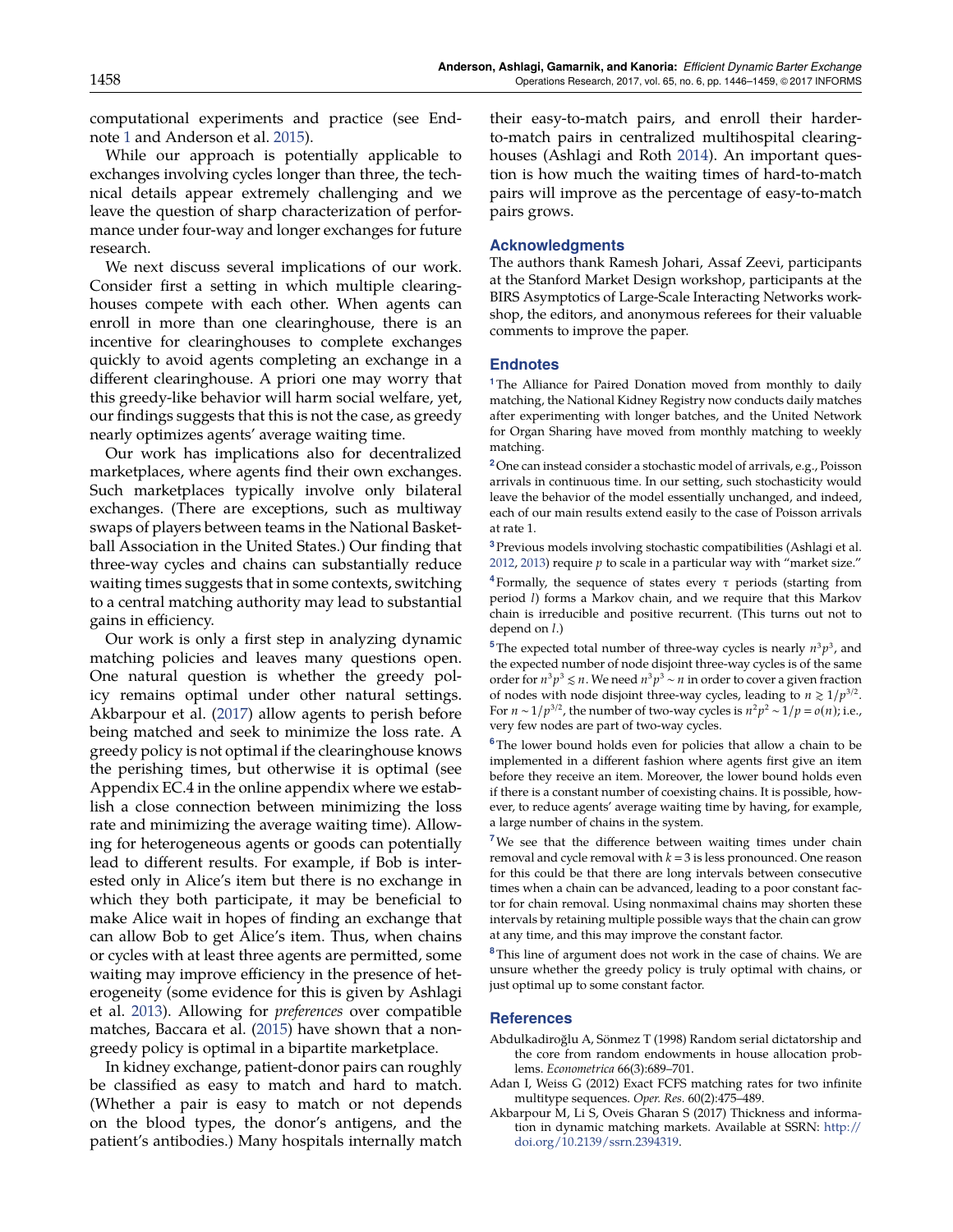computational experiments and practice (see Endnote 1 and Anderson et al. 2015).

While our approach is potentially applicable to exchanges involving cycles longer than three, the technical details appear extremely challenging and we leave the question of sharp characterization of performance under four-way and longer exchanges for future research.

We next discuss several implications of our work. Consider first a setting in which multiple clearinghouses compete with each other. When agents can enroll in more than one clearinghouse, there is an incentive for clearinghouses to complete exchanges quickly to avoid agents completing an exchange in a different clearinghouse. A priori one may worry that this greedy-like behavior will harm social welfare, yet, our findings suggests that this is not the case, as greedy nearly optimizes agents' average waiting time.

Our work has implications also for decentralized marketplaces, where agents find their own exchanges. Such marketplaces typically involve only bilateral exchanges. (There are exceptions, such as multiway swaps of players between teams in the National Basketball Association in the United States.) Our finding that three-way cycles and chains can substantially reduce waiting times suggests that in some contexts, switching to a central matching authority may lead to substantial gains in efficiency.

Our work is only a first step in analyzing dynamic matching policies and leaves many questions open. One natural question is whether the greedy policy remains optimal under other natural settings. Akbarpour et al. (2017) allow agents to perish before being matched and seek to minimize the loss rate. A greedy policy is not optimal if the clearinghouse knows the perishing times, but otherwise it is optimal (see Appendix EC.4 in the online appendix where we establish a close connection between minimizing the loss rate and minimizing the average waiting time). Allowing for heterogeneous agents or goods can potentially lead to different results. For example, if Bob is interested only in Alice's item but there is no exchange in which they both participate, it may be beneficial to make Alice wait in hopes of finding an exchange that can allow Bob to get Alice's item. Thus, when chains or cycles with at least three agents are permitted, some waiting may improve efficiency in the presence of heterogeneity (some evidence for this is given by Ashlagi et al. 2013). Allowing for *preferences* over compatible matches, Baccara et al. (2015) have shown that a nongreedy policy is optimal in a bipartite marketplace.

In kidney exchange, patient-donor pairs can roughly be classified as easy to match and hard to match. (Whether a pair is easy to match or not depends on the blood types, the donor's antigens, and the patient's antibodies.) Many hospitals internally match their easy-to-match pairs, and enroll their harder-to-match pairs in centralized multihospital clearinghouses (Ashlagi and Roth 2014). An important question is how much the waiting times of hard-to-match pairs will improve as the percentage of easy-to-match pairs grows.

## Acknowledgments

The authors thank Ramesh Johari, Assaf Zeevi, participants at the Stanford Market Design workshop, participants at the BIRS Asymptotics of Large-Scale Interacting Networks workshop, the editors, and anonymous referees for their valuable comments to improve the paper.

## Endnotes

[1] The Alliance for Paired Donation moved from monthly to daily matching, the National Kidney Registry now conducts daily matches after experimenting with longer batches, and the United Network for Organ Sharing have moved from monthly matching to weekly matching.

[2] One can instead consider a stochastic model of arrivals, e.g., Poisson arrivals in continuous time. In our setting, such stochasticity would leave the behavior of the model essentially unchanged, and indeed, each of our main results extend easily to the case of Poisson arrivals at rate 1.

[3] Previous models involving stochastic compatibilities (Ashlagi et al. 2012, 2013) require $p$ to scale in a particular way with "market size."

[4] Formally, the sequence of states every $\tau$ periods (starting from period $l$) forms a Markov chain, and we require that this Markov chain is irreducible and positive recurrent. (This turns out not to depend on $l$.)

[5] The expected total number of three-way cycles is nearly $n^3p^3$, and the expected number of node disjoint three-way cycles is of the same order for $n^3p^3 \lesssim n$. We need $n^3p^3 \sim n$ in order to cover a given fraction of nodes with node disjoint three-way cycles, leading to $n \gtrsim 1/p^{3/2}$. For $n \sim 1/p^{3/2}$, the number of two-way cycles is $n^2p^2 \sim 1/p = o(n)$; i.e., very few nodes are part of two-way cycles.

[6] The lower bound holds even for policies that allow a chain to be implemented in a different fashion where agents first give an item before they receive an item. Moreover, the lower bound holds even if there is a constant number of coexisting chains. It is possible, however, to reduce agents' average waiting time by having, for example, a large number of chains in the system.

[7] We see that the difference between waiting times under chain removal and cycle removal with $k = 3$ is less pronounced. One reason for this could be that there are long intervals between consecutive times when a chain can be advanced, leading to a poor constant factor for chain removal. Using nonmaximal chains may shorten these intervals by retaining multiple possible ways that the chain can grow at any time, and this may improve the constant factor.

[8] This line of argument does not work in the case of chains. We are unsure whether the greedy policy is truly optimal with chains, or just optimal up to some constant factor.

## References

Abdulkadiroğlu A, Sönmez T (1998) Random serial dictatorship and the core from random endowments in house allocation problems. *Econometrica* 66(3):689–701.

Adan I, Weiss G (2012) Exact FCFS matching rates for two infinite multitype sequences. *Oper. Res.* 60(2):475–489.

Akbarpour M, Li S, Oveis Gharan S (2017) Thickness and information in dynamic matching markets. Available at SSRN: http://doi.org/10.2139/ssrn.2394319.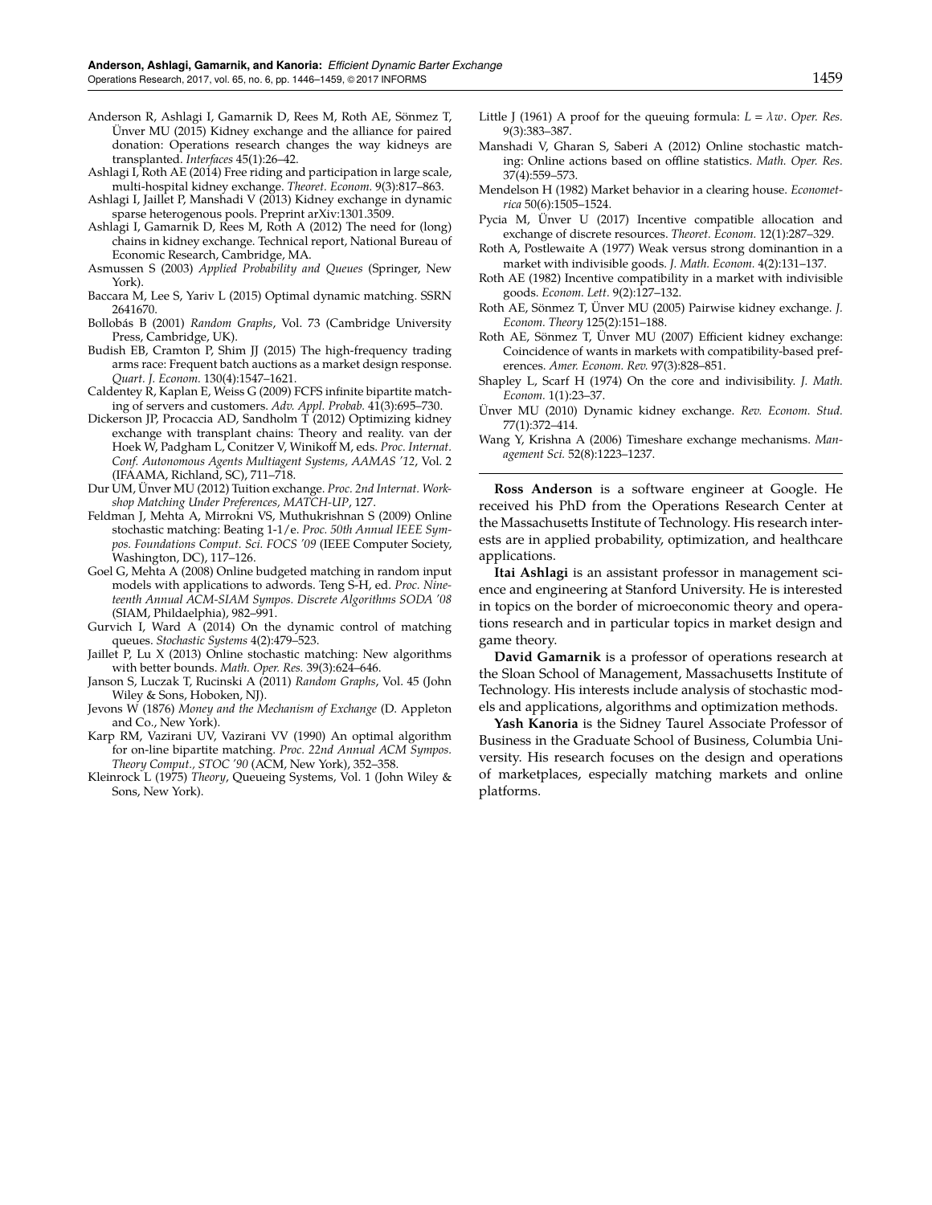Anderson R, Ashlagi I, Gamarnik D, Rees M, Roth AE, Sönmez T, Ünver MU (2015) Kidney exchange and the alliance for paired donation: Operations research changes the way kidneys are transplanted. *Interfaces* 45(1):26–42.

Ashlagi I, Roth AE (2014) Free riding and participation in large scale, multi-hospital kidney exchange. *Theoret. Econom.* 9(3):817–863.

Ashlagi I, Jaillet P, Manshadi V (2013) Kidney exchange in dynamic sparse heterogenous pools. Preprint arXiv:1301.3509.

Ashlagi I, Gamarnik D, Rees M, Roth A (2012) The need for (long) chains in kidney exchange. Technical report, National Bureau of Economic Research, Cambridge, MA.

Asmussen S (2003) *Applied Probability and Queues* (Springer, New York).

Baccara M, Lee S, Yariv L (2015) Optimal dynamic matching. SSRN 2641670.

Bollobás B (2001) *Random Graphs*, Vol. 73 (Cambridge University Press, Cambridge, UK).

Budish EB, Cramton P, Shim JJ (2015) The high-frequency trading arms race: Frequent batch auctions as a market design response. *Quart. J. Econom.* 130(4):1547–1621.

Caldentey R, Kaplan E, Weiss G (2009) FCFS infinite bipartite matching of servers and customers. *Adv. Appl. Probab.* 41(3):695–730.

Dickerson JP, Procaccia AD, Sandholm T (2012) Optimizing kidney exchange with transplant chains: Theory and reality. van der Hoek W, Padgham L, Conitzer V, Winikoff M, eds. *Proc. Internat. Conf. Autonomous Agents Multiagent Systems, AAMAS '12*, Vol. 2 (IFAAMA, Richland, SC), 711–718.

Dur UM, Ünver MU (2012) Tuition exchange. *Proc. 2nd Internat. Workshop Matching Under Preferences, MATCH-UP*, 127.

Feldman J, Mehta A, Mirrokni VS, Muthukrishnan S (2009) Online stochastic matching: Beating 1-1/e. *Proc. 50th Annual IEEE Sympos. Foundations Comput. Sci. FOCS '09* (IEEE Computer Society, Washington, DC), 117–126.

Goel G, Mehta A (2008) Online budgeted matching in random input models with applications to adwords. Teng S-H, ed. *Proc. Nineteenth Annual ACM-SIAM Sympos. Discrete Algorithms SODA '08* (SIAM, Phildaelphia), 982–991.

Gurvich I, Ward A (2014) On the dynamic control of matching queues. *Stochastic Systems* 4(2):479–523.

Jaillet P, Lu X (2013) Online stochastic matching: New algorithms with better bounds. *Math. Oper. Res.* 39(3):624–646.

Janson S, Luczak T, Rucinski A (2011) *Random Graphs*, Vol. 45 (John Wiley & Sons, Hoboken, NJ).

Jevons W (1876) *Money and the Mechanism of Exchange* (D. Appleton and Co., New York).

Karp RM, Vazirani UV, Vazirani VV (1990) An optimal algorithm for on-line bipartite matching. *Proc. 22nd Annual ACM Sympos. Theory Comput., STOC '90* (ACM, New York), 352–358.

Kleinrock L (1975) *Theory*, Queueing Systems, Vol. 1 (John Wiley & Sons, New York).

Little J (1961) A proof for the queuing formula: $L = \lambda w$. *Oper. Res.* 9(3):383–387.

Manshadi V, Gharan S, Saberi A (2012) Online stochastic matching: Online actions based on offline statistics. *Math. Oper. Res.* 37(4):559–573.

Mendelson H (1982) Market behavior in a clearing house. *Econometrica* 50(6):1505–1524.

Pycia M, Ünver U (2017) Incentive compatible allocation and exchange of discrete resources. *Theoret. Econom.* 12(1):287–329.

Roth A, Postlewaite A (1977) Weak versus strong dominantion in a market with indivisible goods. *J. Math. Econom.* 4(2):131–137.

Roth AE (1982) Incentive compatibility in a market with indivisible goods. *Econom. Lett.* 9(2):127–132.

Roth AE, Sönmez T, Ünver MU (2005) Pairwise kidney exchange. *J. Econom. Theory* 125(2):151–188.

Roth AE, Sönmez T, Ünver MU (2007) Efficient kidney exchange: Coincidence of wants in markets with compatibility-based preferences. *Amer. Econom. Rev.* 97(3):828–851.

Shapley L, Scarf H (1974) On the core and indivisibility. *J. Math. Econom.* 1(1):23–37.

Ünver MU (2010) Dynamic kidney exchange. *Rev. Econom. Stud.* 77(1):372–414.

Wang Y, Krishna A (2006) Timeshare exchange mechanisms. *Management Sci.* 52(8):1223–1237.

---

**Ross Anderson** is a software engineer at Google. He received his PhD from the Operations Research Center at the Massachusetts Institute of Technology. His research interests are in applied probability, optimization, and healthcare applications.

**Itai Ashlagi** is an assistant professor in management science and engineering at Stanford University. He is interested in topics on the border of microeconomic theory and operations research and in particular topics in market design and game theory.

**David Gamarnik** is a professor of operations research at the Sloan School of Management, Massachusetts Institute of Technology. His interests include analysis of stochastic models and applications, algorithms and optimization methods.

**Yash Kanoria** is the Sidney Taurel Associate Professor of Business in the Graduate School of Business, Columbia University. His research focuses on the design and operations of marketplaces, especially matching markets and online platforms.